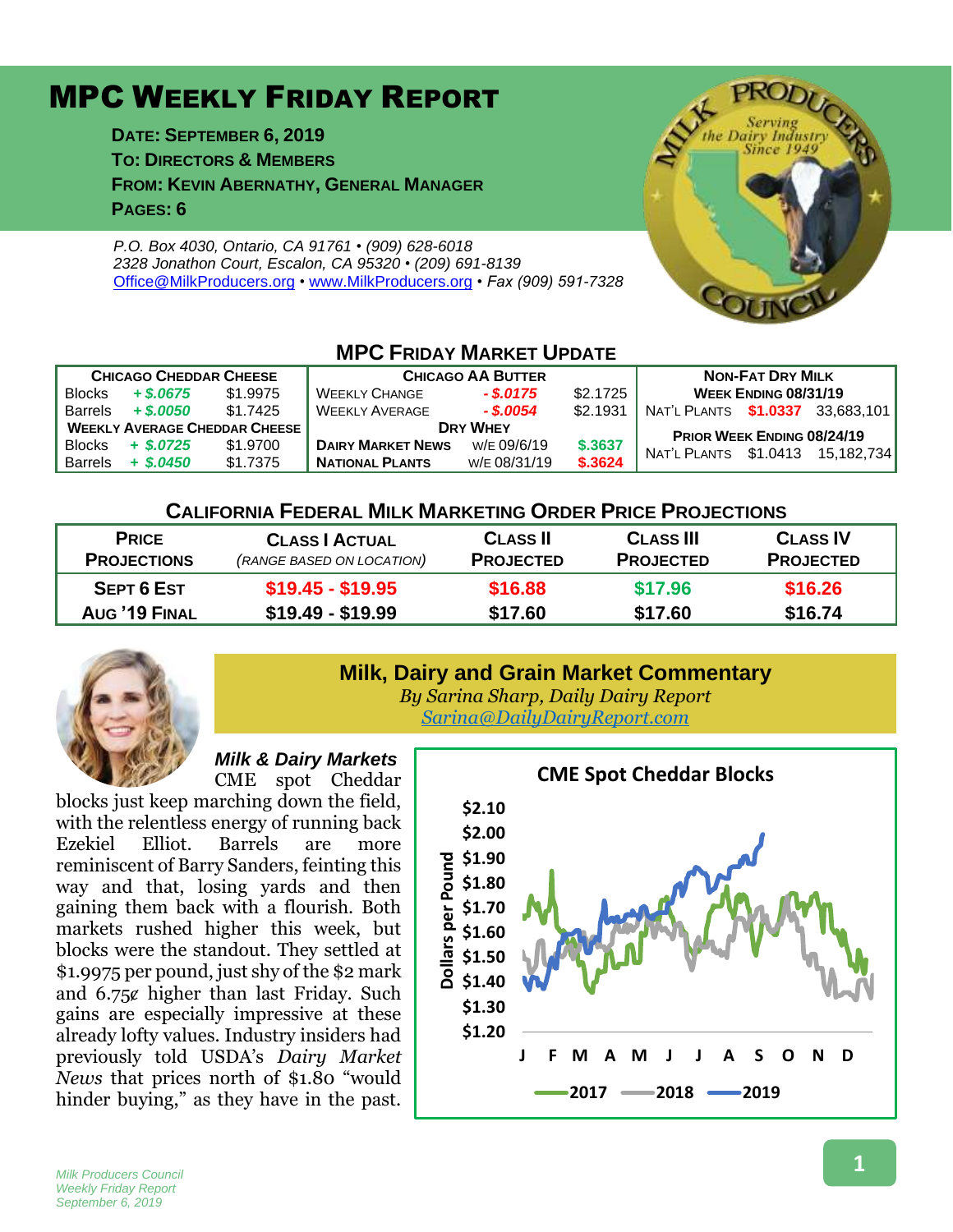# MPC Weekly Friday Report

**Date: September 6, 2019**
**To: Directors & Members**
**From: Kevin Abernathy, General Manager**
**Pages: 6**

*P.O. Box 4030, Ontario, CA 91761 • (909) 628-6018*
*2328 Jonathon Court, Escalon, CA 95320 • (209) 691-8139*
*Office@MilkProducers.org • www.MilkProducers.org • Fax (909) 591-7328*

## MPC Friday Market Update

| Chicago Cheddar Cheese | | | Chicago AA Butter | | | Non-Fat Dry Milk | | |
|---|---|---|---|---|---|---|---|---|
| Blocks | + $.0675 | $1.9975 | Weekly Change | - $.0175 | $2.1725 | Week Ending 08/31/19 | | |
| Barrels | + $.0050 | $1.7425 | Weekly Average | - $.0054 | $2.1931 | Nat'l Plants | $1.0337 | 33,683,101 |
| **Weekly Average Cheddar Cheese** | | | **Dry Whey** | | | Prior Week Ending 08/24/19 | | |
| Blocks | + $.0725 | $1.9700 | Dairy Market News | W/E 09/6/19 | $.3637 | Nat'l Plants | $1.0413 | 15,182,734 |
| Barrels | + $.0450 | $1.7375 | National Plants | W/E 08/31/19 | $.3624 | | | |

## California Federal Milk Marketing Order Price Projections

| Price Projections | Class I Actual (range based on location) | Class II Projected | Class III Projected | Class IV Projected |
|---|---|---|---|---|
| Sept 6 Est | $19.45 - $19.95 | $16.88 | $17.96 | $16.26 |
| Aug '19 Final | $19.49 - $19.99 | $17.60 | $17.60 | $16.74 |

## Milk, Dairy and Grain Market Commentary

*By Sarina Sharp, Daily Dairy Report*
*Sarina@DailyDairyReport.com*

### *Milk & Dairy Markets*

CME spot Cheddar blocks just keep marching down the field, with the relentless energy of running back Ezekiel Elliot. Barrels are more reminiscent of Barry Sanders, feinting this way and that, losing yards and then gaining them back with a flourish. Both markets rushed higher this week, but blocks were the standout. They settled at $1.9975 per pound, just shy of the $2 mark and 6.75¢ higher than last Friday. Such gains are especially impressive at these already lofty values. Industry insiders had previously told USDA's *Dairy Market News* that prices north of $1.80 "would hinder buying," as they have in the past.

**CME Spot Cheddar Blocks**

Dollars per Pound ($1.20 – $2.10); J F M A M J J A S O N D; 2017, 2018, 2019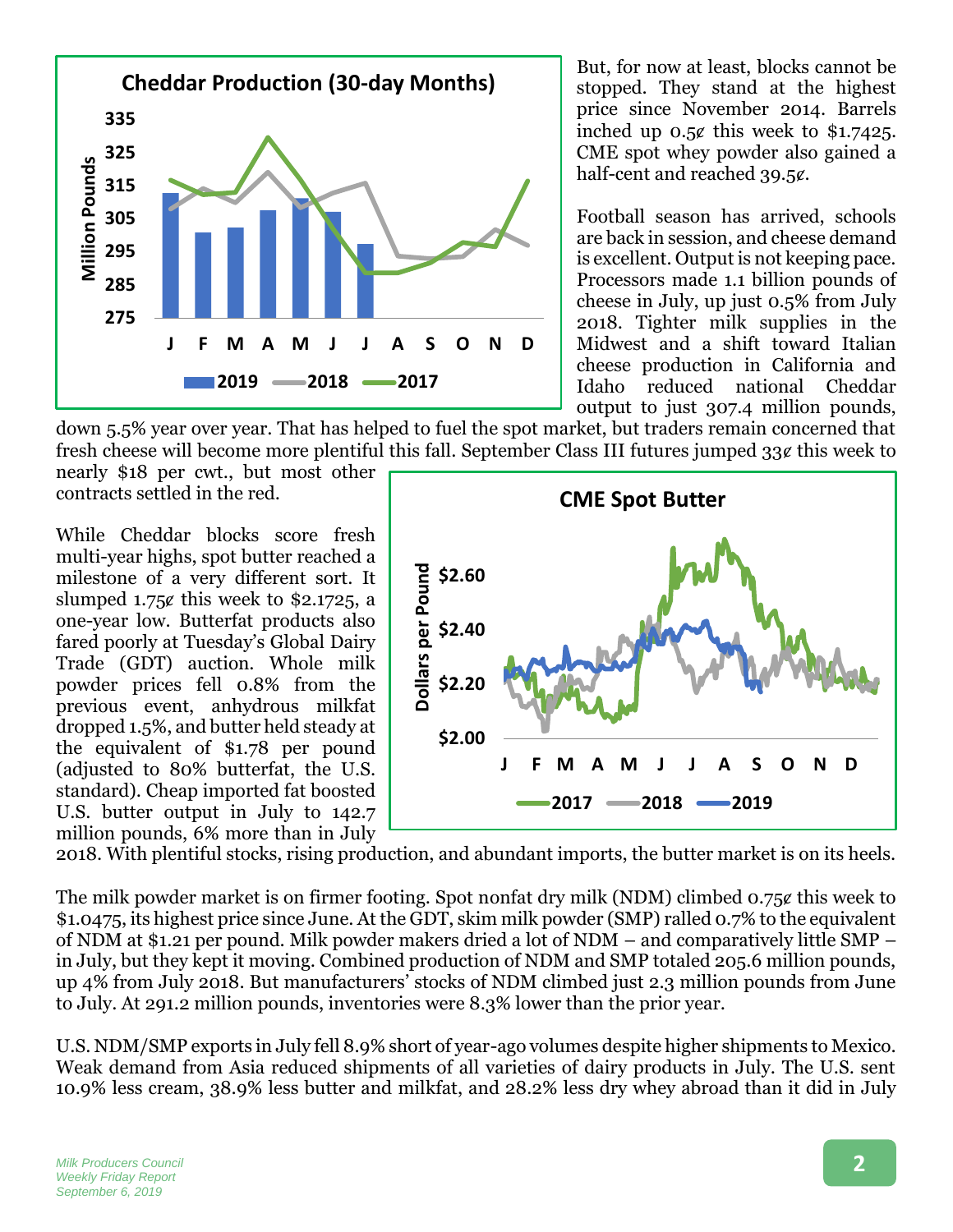But, for now at least, blocks cannot be stopped. They stand at the highest price since November 2014. Barrels inched up 0.5¢ this week to $1.7425. CME spot whey powder also gained a half-cent and reached 39.5¢.

Football season has arrived, schools are back in session, and cheese demand is excellent. Output is not keeping pace. Processors made 1.1 billion pounds of cheese in July, up just 0.5% from July 2018. Tighter milk supplies in the Midwest and a shift toward Italian cheese production in California and Idaho reduced national Cheddar output to just 307.4 million pounds, down 5.5% year over year. That has helped to fuel the spot market, but traders remain concerned that fresh cheese will become more plentiful this fall. September Class III futures jumped 33¢ this week to nearly $18 per cwt., but most other contracts settled in the red.

While Cheddar blocks score fresh multi-year highs, spot butter reached a milestone of a very different sort. It slumped 1.75¢ this week to $2.1725, a one-year low. Butterfat products also fared poorly at Tuesday's Global Dairy Trade (GDT) auction. Whole milk powder prices fell 0.8% from the previous event, anhydrous milkfat dropped 1.5%, and butter held steady at the equivalent of $1.78 per pound (adjusted to 80% butterfat, the U.S. standard). Cheap imported fat boosted U.S. butter output in July to 142.7 million pounds, 6% more than in July 2018. With plentiful stocks, rising production, and abundant imports, the butter market is on its heels.

The milk powder market is on firmer footing. Spot nonfat dry milk (NDM) climbed 0.75¢ this week to $1.0475, its highest price since June. At the GDT, skim milk powder (SMP) ralled 0.7% to the equivalent of NDM at $1.21 per pound. Milk powder makers dried a lot of NDM – and comparatively little SMP – in July, but they kept it moving. Combined production of NDM and SMP totaled 205.6 million pounds, up 4% from July 2018. But manufacturers' stocks of NDM climbed just 2.3 million pounds from June to July. At 291.2 million pounds, inventories were 8.3% lower than the prior year.

U.S. NDM/SMP exports in July fell 8.9% short of year-ago volumes despite higher shipments to Mexico. Weak demand from Asia reduced shipments of all varieties of dairy products in July. The U.S. sent 10.9% less cream, 38.9% less butter and milkfat, and 28.2% less dry whey abroad than it did in July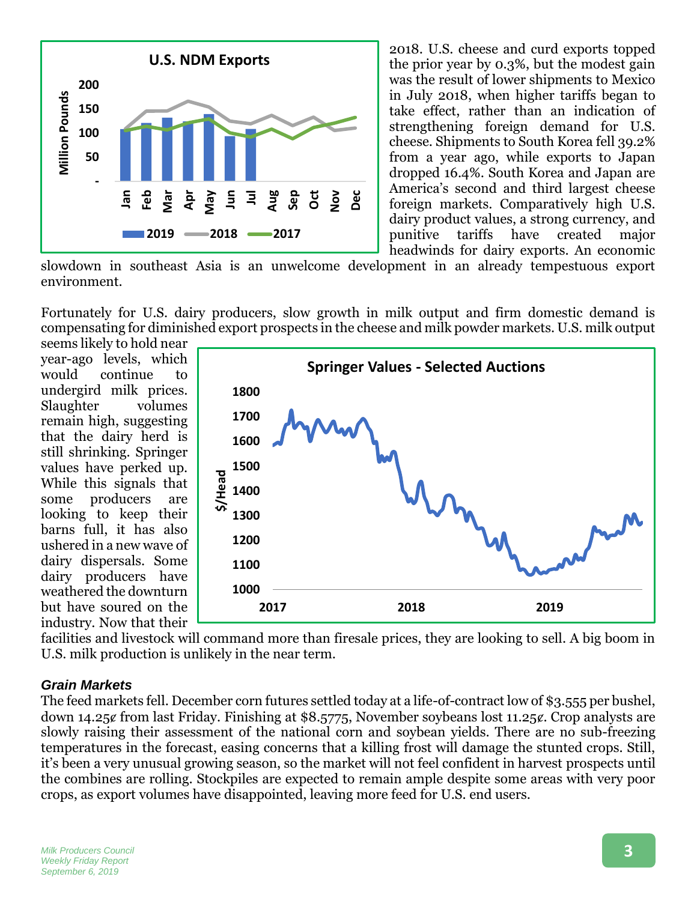2018. U.S. cheese and curd exports topped the prior year by 0.3%, but the modest gain was the result of lower shipments to Mexico in July 2018, when higher tariffs began to take effect, rather than an indication of strengthening foreign demand for U.S. cheese. Shipments to South Korea fell 39.2% from a year ago, while exports to Japan dropped 16.4%. South Korea and Japan are America's second and third largest cheese foreign markets. Comparatively high U.S. dairy product values, a strong currency, and punitive tariffs have created major headwinds for dairy exports. An economic slowdown in southeast Asia is an unwelcome development in an already tempestuous export environment.

Fortunately for U.S. dairy producers, slow growth in milk output and firm domestic demand is compensating for diminished export prospects in the cheese and milk powder markets. U.S. milk output seems likely to hold near year-ago levels, which would continue to undergird milk prices. Slaughter volumes remain high, suggesting that the dairy herd is still shrinking. Springer values have perked up. While this signals that some producers are looking to keep their barns full, it has also ushered in a new wave of dairy dispersals. Some dairy producers have weathered the downturn but have soured on the industry. Now that their facilities and livestock will command more than firesale prices, they are looking to sell. A big boom in U.S. milk production is unlikely in the near term.

### *Grain Markets*

The feed markets fell. December corn futures settled today at a life-of-contract low of $3.555 per bushel, down 14.25¢ from last Friday. Finishing at $8.5775, November soybeans lost 11.25¢. Crop analysts are slowly raising their assessment of the national corn and soybean yields. There are no sub-freezing temperatures in the forecast, easing concerns that a killing frost will damage the stunted crops. Still, it's been a very unusual growing season, so the market will not feel confident in harvest prospects until the combines are rolling. Stockpiles are expected to remain ample despite some areas with very poor crops, as export volumes have disappointed, leaving more feed for U.S. end users.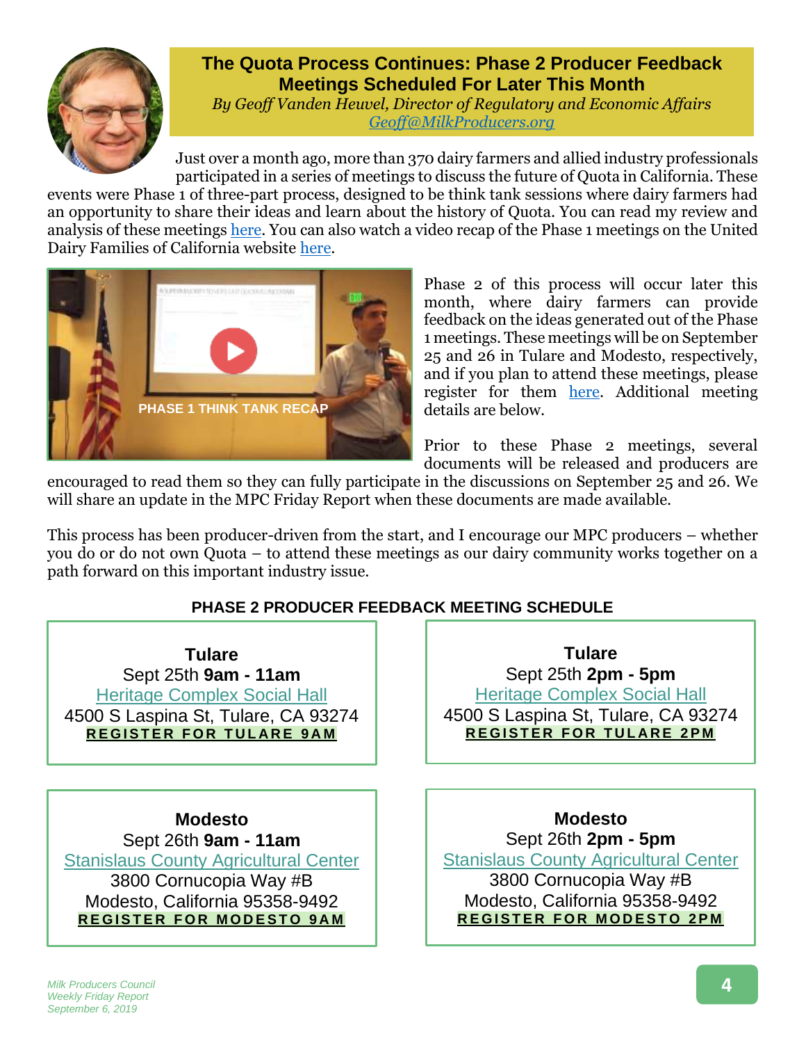## The Quota Process Continues: Phase 2 Producer Feedback Meetings Scheduled For Later This Month

*By Geoff Vanden Heuvel, Director of Regulatory and Economic Affairs*
*Geoff@MilkProducers.org*

Just over a month ago, more than 370 dairy farmers and allied industry professionals participated in a series of meetings to discuss the future of Quota in California. These events were Phase 1 of three-part process, designed to be think tank sessions where dairy farmers had an opportunity to share their ideas and learn about the history of Quota. You can read my review and analysis of these meetings here. You can also watch a video recap of the Phase 1 meetings on the United Dairy Families of California website here.

PHASE 1 THINK TANK RECAP

Phase 2 of this process will occur later this month, where dairy farmers can provide feedback on the ideas generated out of the Phase 1 meetings. These meetings will be on September 25 and 26 in Tulare and Modesto, respectively, and if you plan to attend these meetings, please register for them here. Additional meeting details are below.

Prior to these Phase 2 meetings, several documents will be released and producers are encouraged to read them so they can fully participate in the discussions on September 25 and 26. We will share an update in the MPC Friday Report when these documents are made available.

This process has been producer-driven from the start, and I encourage our MPC producers – whether you do or do not own Quota – to attend these meetings as our dairy community works together on a path forward on this important industry issue.

### PHASE 2 PRODUCER FEEDBACK MEETING SCHEDULE

**Tulare**
Sept 25th **9am - 11am**
Heritage Complex Social Hall
4500 S Laspina St, Tulare, CA 93274
**REGISTER FOR TULARE 9AM**

**Tulare**
Sept 25th **2pm - 5pm**
Heritage Complex Social Hall
4500 S Laspina St, Tulare, CA 93274
**REGISTER FOR TULARE 2PM**

**Modesto**
Sept 26th **9am - 11am**
Stanislaus County Agricultural Center
3800 Cornucopia Way #B
Modesto, California 95358-9492
**REGISTER FOR MODESTO 9AM**

**Modesto**
Sept 26th **2pm - 5pm**
Stanislaus County Agricultural Center
3800 Cornucopia Way #B
Modesto, California 95358-9492
**REGISTER FOR MODESTO 2PM**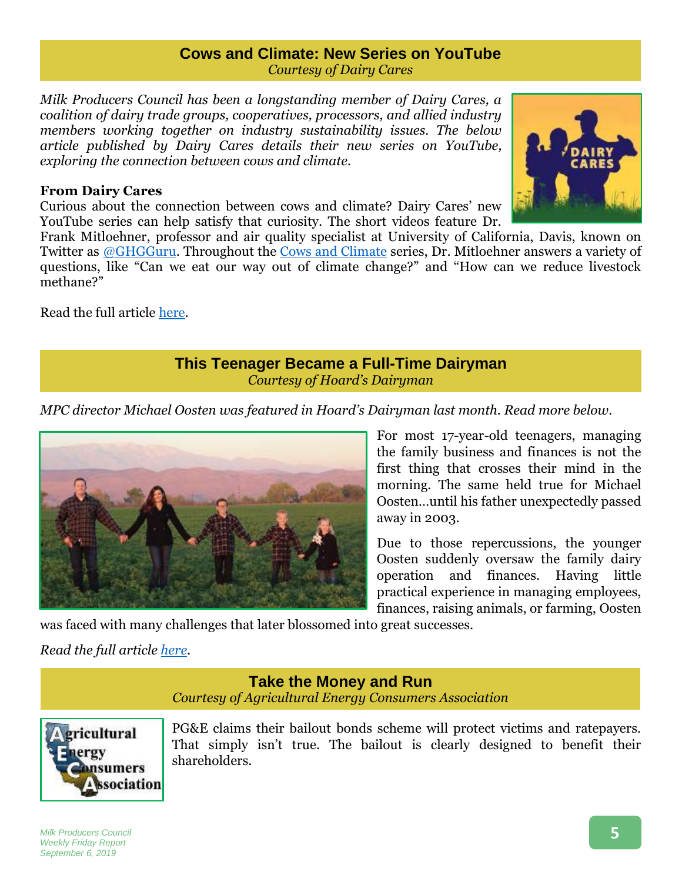## Cows and Climate: New Series on YouTube

*Courtesy of Dairy Cares*

*Milk Producers Council has been a longstanding member of Dairy Cares, a coalition of dairy trade groups, cooperatives, processors, and allied industry members working together on industry sustainability issues. The below article published by Dairy Cares details their new series on YouTube, exploring the connection between cows and climate.*

**From Dairy Cares**

Curious about the connection between cows and climate? Dairy Cares' new YouTube series can help satisfy that curiosity. The short videos feature Dr. Frank Mitloehner, professor and air quality specialist at University of California, Davis, known on Twitter as @GHGGuru. Throughout the Cows and Climate series, Dr. Mitloehner answers a variety of questions, like "Can we eat our way out of climate change?" and "How can we reduce livestock methane?"

Read the full article here.

## This Teenager Became a Full-Time Dairyman

*Courtesy of Hoard's Dairyman*

*MPC director Michael Oosten was featured in Hoard's Dairyman last month. Read more below.*

For most 17-year-old teenagers, managing the family business and finances is not the first thing that crosses their mind in the morning. The same held true for Michael Oosten…until his father unexpectedly passed away in 2003.

Due to those repercussions, the younger Oosten suddenly oversaw the family dairy operation and finances. Having little practical experience in managing employees, finances, raising animals, or farming, Oosten was faced with many challenges that later blossomed into great successes.

*Read the full article here.*

## Take the Money and Run

*Courtesy of Agricultural Energy Consumers Association*

PG&E claims their bailout bonds scheme will protect victims and ratepayers. That simply isn't true. The bailout is clearly designed to benefit their shareholders.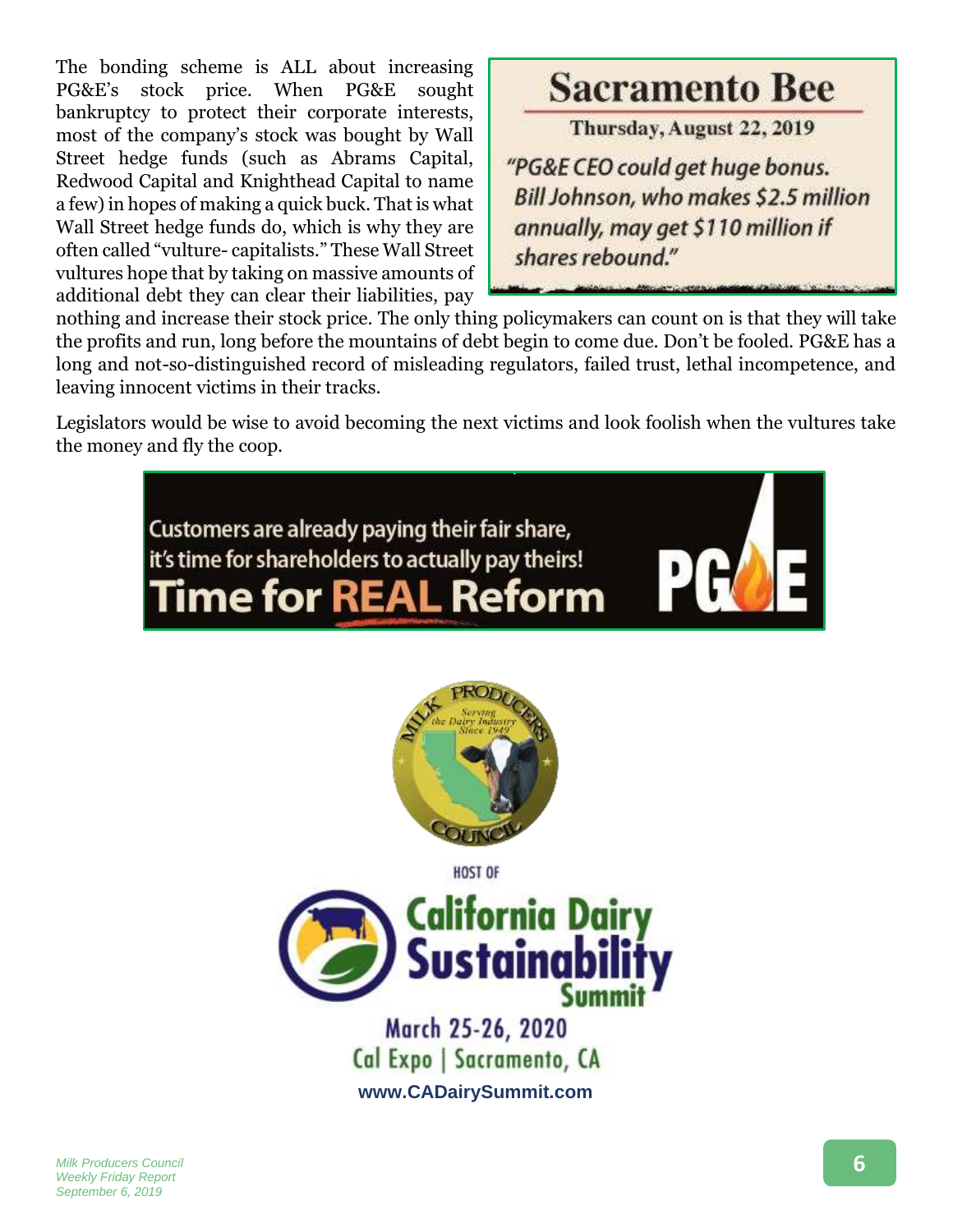The bonding scheme is ALL about increasing PG&E's stock price. When PG&E sought bankruptcy to protect their corporate interests, most of the company's stock was bought by Wall Street hedge funds (such as Abrams Capital, Redwood Capital and Knighthead Capital to name a few) in hopes of making a quick buck. That is what Wall Street hedge funds do, which is why they are often called "vulture- capitalists." These Wall Street vultures hope that by taking on massive amounts of additional debt they can clear their liabilities, pay nothing and increase their stock price. The only thing policymakers can count on is that they will take the profits and run, long before the mountains of debt begin to come due. Don't be fooled. PG&E has a long and not-so-distinguished record of misleading regulators, failed trust, lethal incompetence, and leaving innocent victims in their tracks.

**Sacramento Bee**

**Thursday, August 22, 2019**

*"PG&E CEO could get huge bonus. Bill Johnson, who makes $2.5 million annually, may get $110 million if shares rebound."*

Legislators would be wise to avoid becoming the next victims and look foolish when the vultures take the money and fly the coop.

Customers are already paying their fair share, it's time for shareholders to actually pay theirs!

**Time for REAL Reform**

PG&E

MILK PRODUCERS COUNCIL

Serving the Dairy Industry Since 1949

HOST OF

**California Dairy Sustainability Summit**

March 25-26, 2020

Cal Expo | Sacramento, CA

**www.CADairySummit.com**